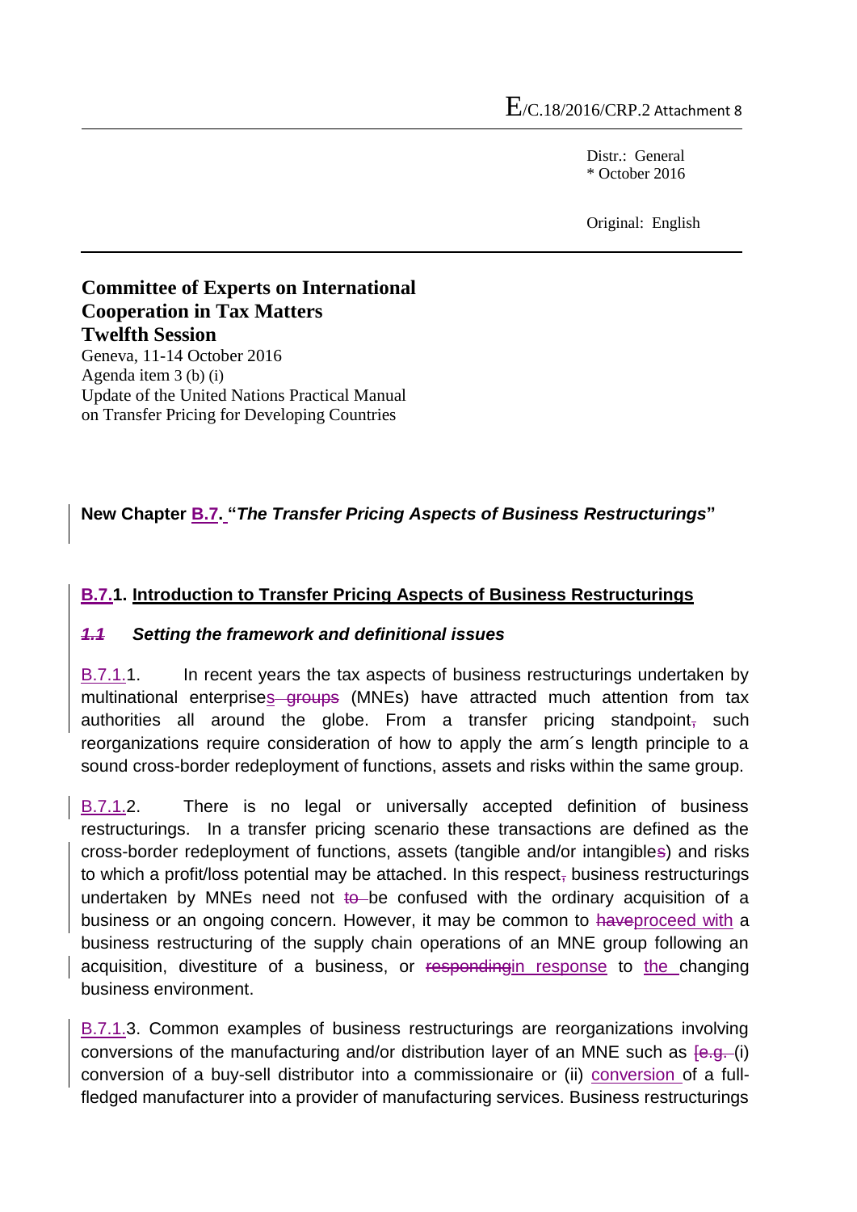Distr.: General
* October 2016

Original: English

**Committee of Experts on International Cooperation in Tax Matters**
**Twelfth Session**
Geneva, 11-14 October 2016
Agenda item 3 (b) (i)
Update of the United Nations Practical Manual on Transfer Pricing for Developing Countries

# New Chapter B.7. "*The Transfer Pricing Aspects of Business Restructurings*"

## B.7.1. Introduction to Transfer Pricing Aspects of Business Restructurings

### ~~*1.1*~~ *Setting the framework and definitional issues*

B.7.1.1. In recent years the tax aspects of business restructurings undertaken by multinational enterprises ~~groups~~ (MNEs) have attracted much attention from tax authorities all around the globe. From a transfer pricing standpoint~~,~~ such reorganizations require consideration of how to apply the arm´s length principle to a sound cross-border redeployment of functions, assets and risks within the same group.

B.7.1.2. There is no legal or universally accepted definition of business restructurings. In a transfer pricing scenario these transactions are defined as the cross-border redeployment of functions, assets (tangible and/or intangible~~s~~) and risks to which a profit/loss potential may be attached. In this respect~~,~~ business restructurings undertaken by MNEs need not ~~to~~ be confused with the ordinary acquisition of a business or an ongoing concern. However, it may be common to ~~have~~proceed with a business restructuring of the supply chain operations of an MNE group following an acquisition, divestiture of a business, or ~~responding~~in response to the changing business environment.

B.7.1.3. Common examples of business restructurings are reorganizations involving conversions of the manufacturing and/or distribution layer of an MNE such as ~~[e.g.~~ (i) conversion of a buy-sell distributor into a commissionaire or (ii) conversion of a full-fledged manufacturer into a provider of manufacturing services. Business restructurings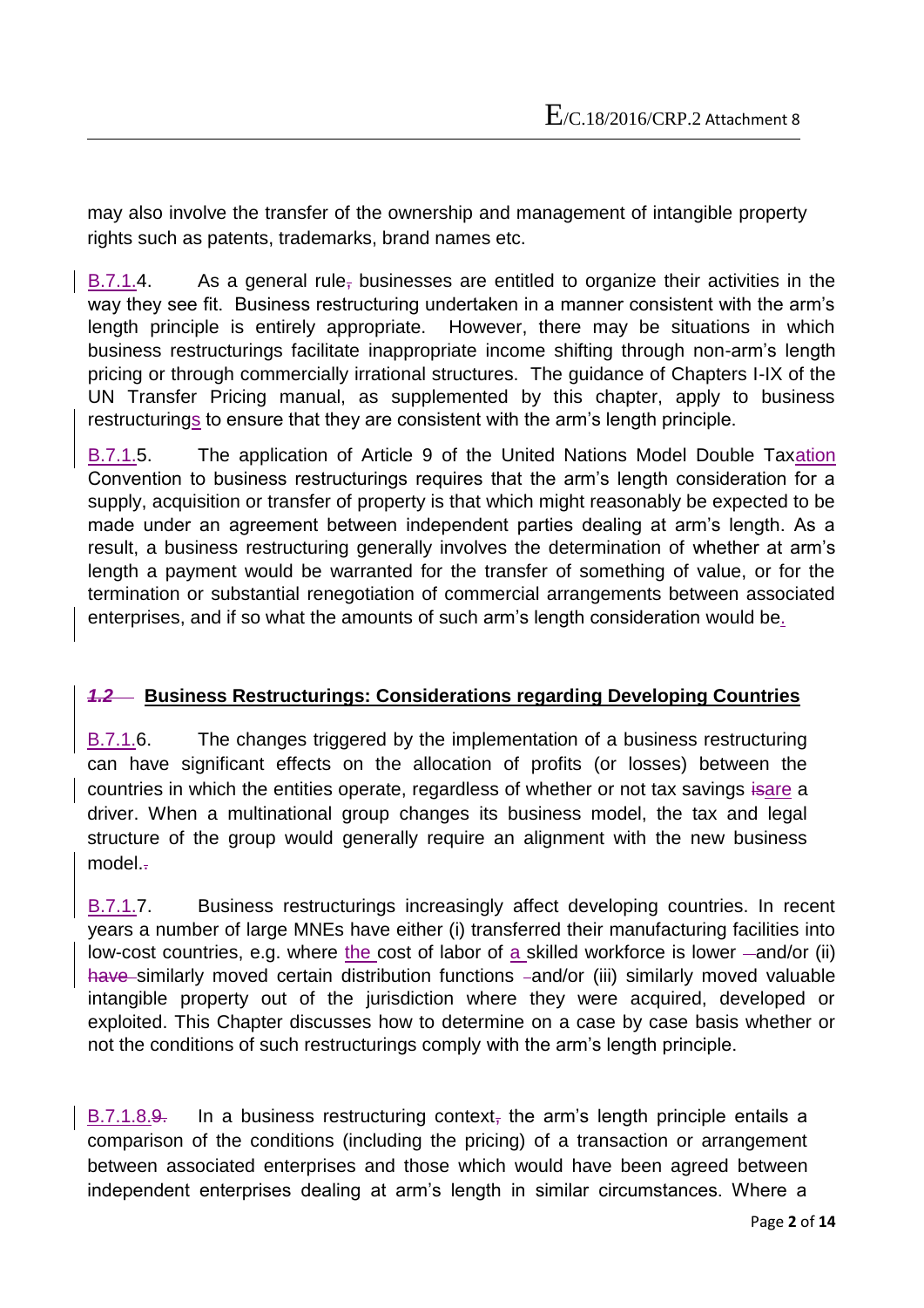may also involve the transfer of the ownership and management of intangible property rights such as patents, trademarks, brand names etc.

B.7.1.4. As a general rule, businesses are entitled to organize their activities in the way they see fit. Business restructuring undertaken in a manner consistent with the arm's length principle is entirely appropriate. However, there may be situations in which business restructurings facilitate inappropriate income shifting through non-arm's length pricing or through commercially irrational structures. The guidance of Chapters I-IX of the UN Transfer Pricing manual, as supplemented by this chapter, apply to business restructurings to ensure that they are consistent with the arm's length principle.

B.7.1.5. The application of Article 9 of the United Nations Model Double Taxation Convention to business restructurings requires that the arm's length consideration for a supply, acquisition or transfer of property is that which might reasonably be expected to be made under an agreement between independent parties dealing at arm's length. As a result, a business restructuring generally involves the determination of whether at arm's length a payment would be warranted for the transfer of something of value, or for the termination or substantial renegotiation of commercial arrangements between associated enterprises, and if so what the amounts of such arm's length consideration would be.

## 1.2 Business Restructurings: Considerations regarding Developing Countries

B.7.1.6. The changes triggered by the implementation of a business restructuring can have significant effects on the allocation of profits (or losses) between the countries in which the entities operate, regardless of whether or not tax savings are a driver. When a multinational group changes its business model, the tax and legal structure of the group would generally require an alignment with the new business model.

B.7.1.7. Business restructurings increasingly affect developing countries. In recent years a number of large MNEs have either (i) transferred their manufacturing facilities into low-cost countries, e.g. where the cost of labor of a skilled workforce is lower and/or (ii) similarly moved certain distribution functions and/or (iii) similarly moved valuable intangible property out of the jurisdiction where they were acquired, developed or exploited. This Chapter discusses how to determine on a case by case basis whether or not the conditions of such restructurings comply with the arm's length principle.

B.7.1.8. In a business restructuring context, the arm's length principle entails a comparison of the conditions (including the pricing) of a transaction or arrangement between associated enterprises and those which would have been agreed between independent enterprises dealing at arm's length in similar circumstances. Where a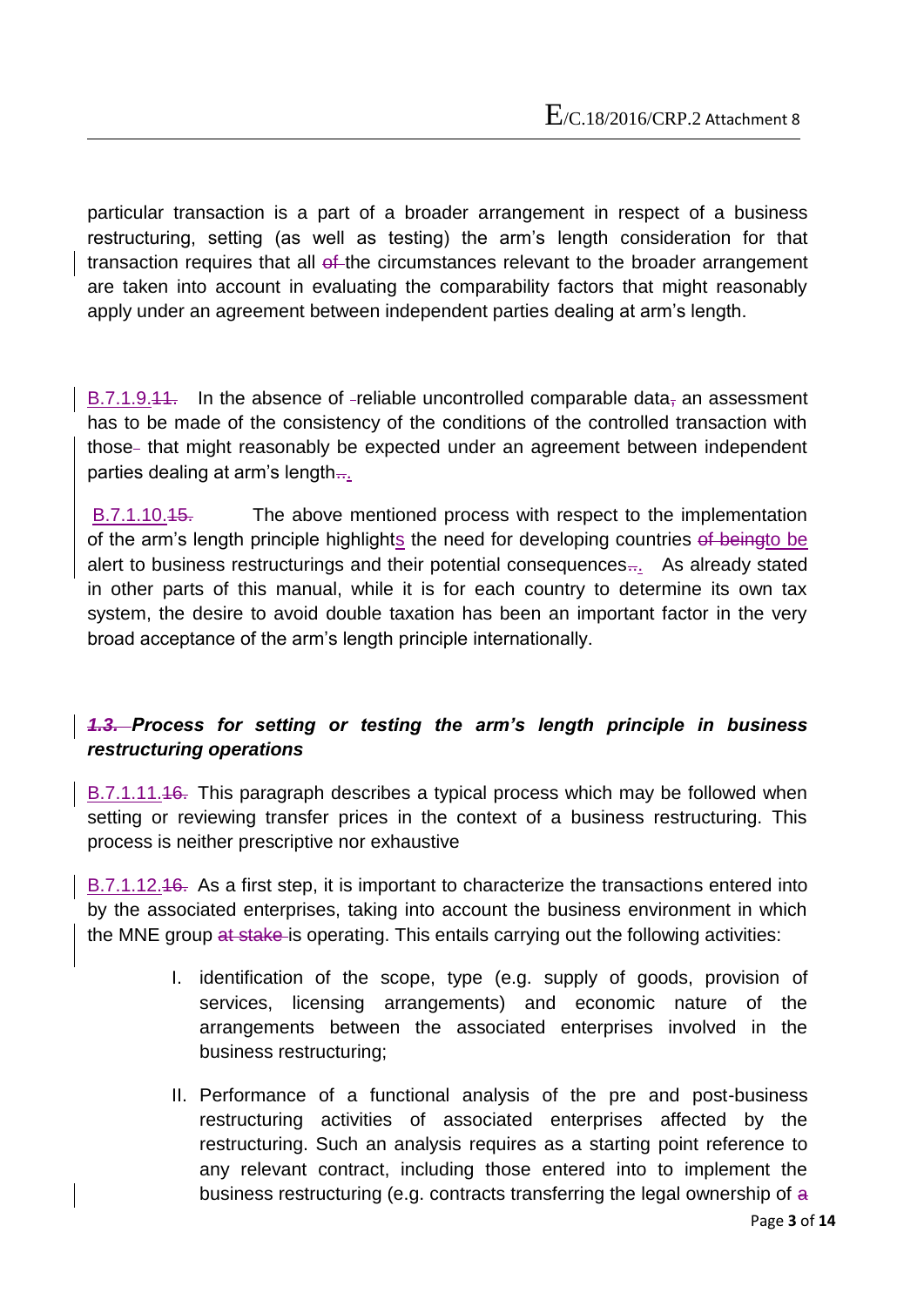particular transaction is a part of a broader arrangement in respect of a business restructuring, setting (as well as testing) the arm's length consideration for that transaction requires that all the circumstances relevant to the broader arrangement are taken into account in evaluating the comparability factors that might reasonably apply under an agreement between independent parties dealing at arm's length.

B.7.1.9. In the absence of reliable uncontrolled comparable data an assessment has to be made of the consistency of the conditions of the controlled transaction with those that might reasonably be expected under an agreement between independent parties dealing at arm's length.

B.7.1.10. The above mentioned process with respect to the implementation of the arm's length principle highlights the need for developing countries to be alert to business restructurings and their potential consequences. As already stated in other parts of this manual, while it is for each country to determine its own tax system, the desire to avoid double taxation has been an important factor in the very broad acceptance of the arm's length principle internationally.

### *Process for setting or testing the arm's length principle in business restructuring operations*

B.7.1.11. This paragraph describes a typical process which may be followed when setting or reviewing transfer prices in the context of a business restructuring. This process is neither prescriptive nor exhaustive

B.7.1.12. As a first step, it is important to characterize the transactions entered into by the associated enterprises, taking into account the business environment in which the MNE group is operating. This entails carrying out the following activities:

I. identification of the scope, type (e.g. supply of goods, provision of services, licensing arrangements) and economic nature of the arrangements between the associated enterprises involved in the business restructuring;

II. Performance of a functional analysis of the pre and post-business restructuring activities of associated enterprises affected by the restructuring. Such an analysis requires as a starting point reference to any relevant contract, including those entered into to implement the business restructuring (e.g. contracts transferring the legal ownership of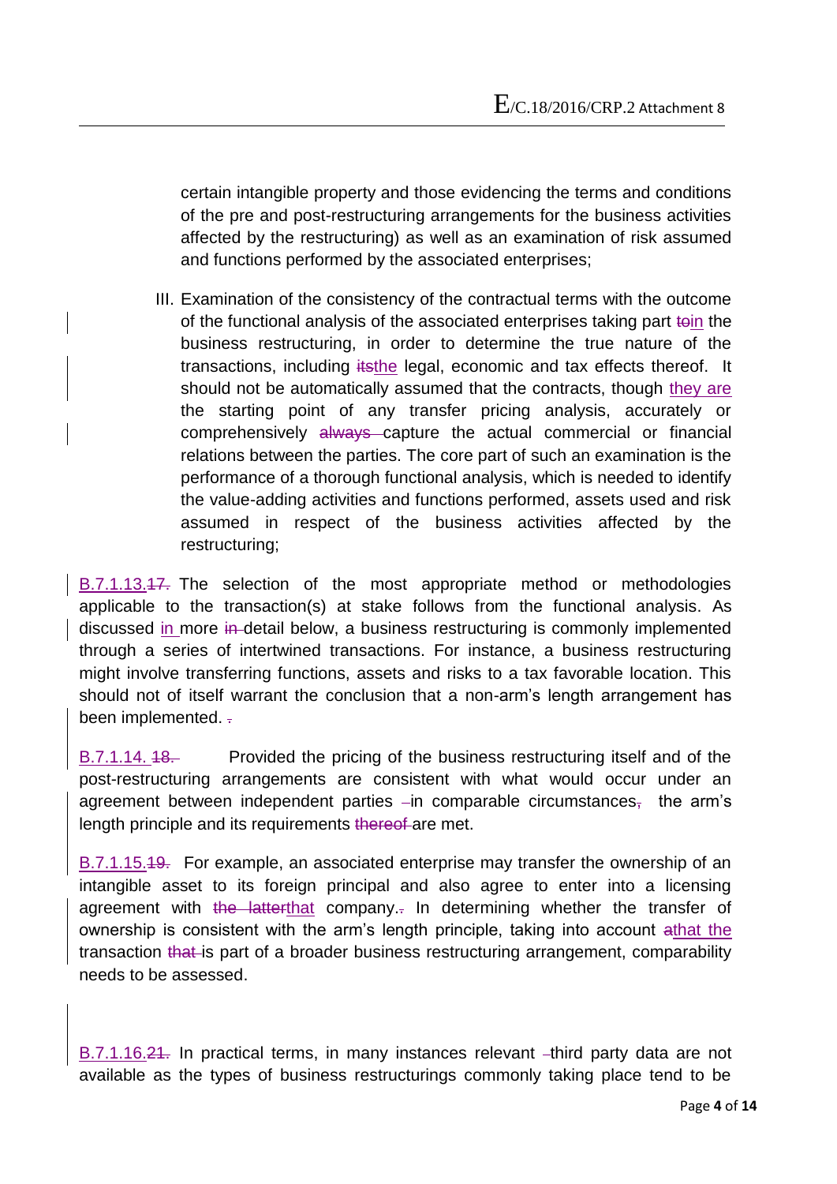certain intangible property and those evidencing the terms and conditions of the pre and post-restructuring arrangements for the business activities affected by the restructuring) as well as an examination of risk assumed and functions performed by the associated enterprises;

III. Examination of the consistency of the contractual terms with the outcome of the functional analysis of the associated enterprises taking part ~~to~~in the business restructuring, in order to determine the true nature of the transactions, including ~~its~~the legal, economic and tax effects thereof. It should not be automatically assumed that the contracts, though they are the starting point of any transfer pricing analysis, accurately or comprehensively ~~always~~ capture the actual commercial or financial relations between the parties. The core part of such an examination is the performance of a thorough functional analysis, which is needed to identify the value-adding activities and functions performed, assets used and risk assumed in respect of the business activities affected by the restructuring;

B.7.1.13.~~17.~~ The selection of the most appropriate method or methodologies applicable to the transaction(s) at stake follows from the functional analysis. As discussed in more ~~in~~ detail below, a business restructuring is commonly implemented through a series of intertwined transactions. For instance, a business restructuring might involve transferring functions, assets and risks to a tax favorable location. This should not of itself warrant the conclusion that a non-arm's length arrangement has been implemented. ~~.~~

B.7.1.14. ~~18.~~ Provided the pricing of the business restructuring itself and of the post-restructuring arrangements are consistent with what would occur under an agreement between independent parties ~~-~~in comparable circumstances~~,~~ the arm's length principle and its requirements ~~thereof~~ are met.

B.7.1.15.~~19.~~ For example, an associated enterprise may transfer the ownership of an intangible asset to its foreign principal and also agree to enter into a licensing agreement with ~~the latter~~that company.~~.~~ In determining whether the transfer of ownership is consistent with the arm's length principle, taking into account ~~a~~that the transaction ~~that~~ is part of a broader business restructuring arrangement, comparability needs to be assessed.

B.7.1.16.~~21.~~ In practical terms, in many instances relevant ~~-~~third party data are not available as the types of business restructurings commonly taking place tend to be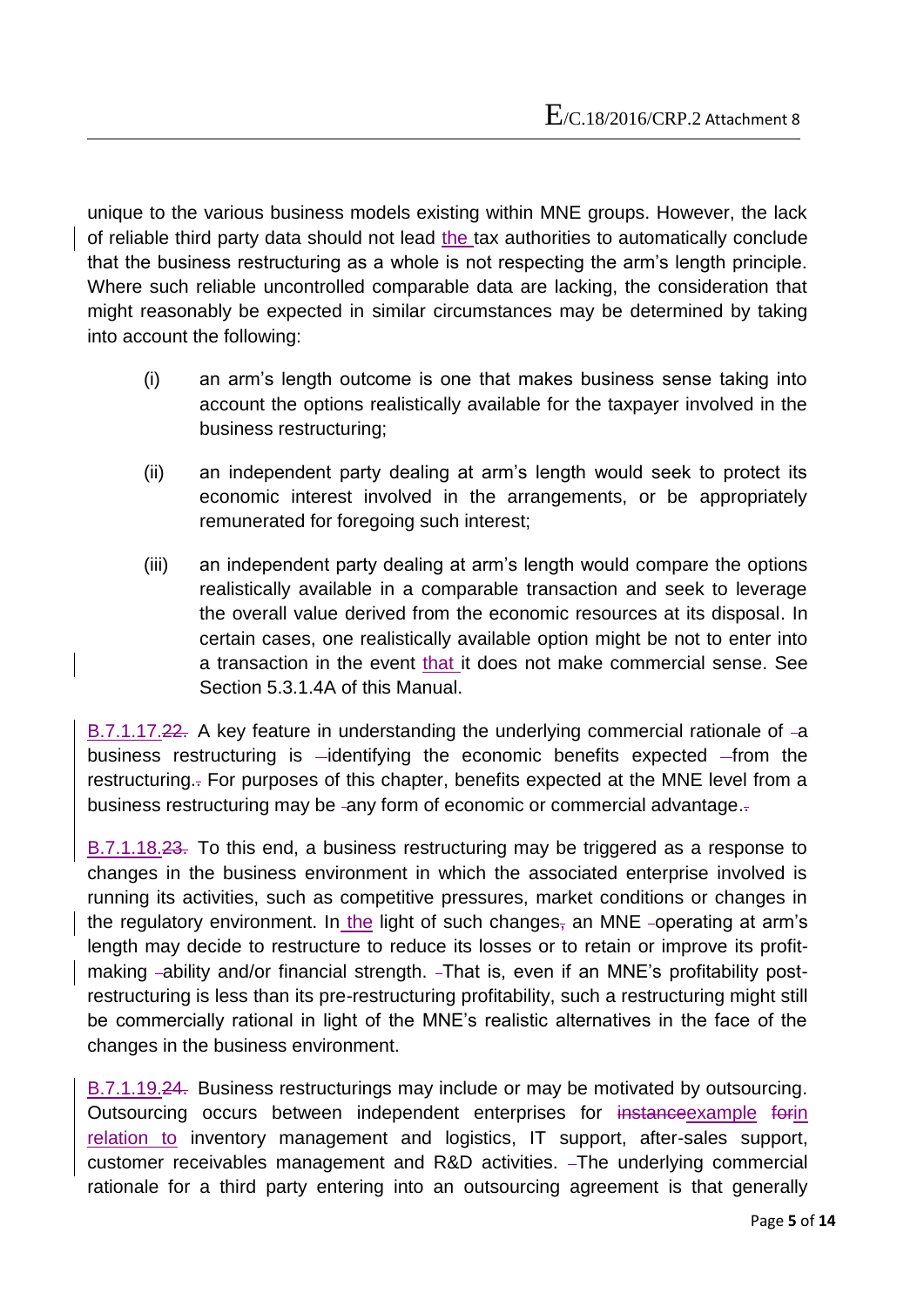unique to the various business models existing within MNE groups. However, the lack of reliable third party data should not lead the tax authorities to automatically conclude that the business restructuring as a whole is not respecting the arm's length principle. Where such reliable uncontrolled comparable data are lacking, the consideration that might reasonably be expected in similar circumstances may be determined by taking into account the following:

(i) an arm's length outcome is one that makes business sense taking into account the options realistically available for the taxpayer involved in the business restructuring;

(ii) an independent party dealing at arm's length would seek to protect its economic interest involved in the arrangements, or be appropriately remunerated for foregoing such interest;

(iii) an independent party dealing at arm's length would compare the options realistically available in a comparable transaction and seek to leverage the overall value derived from the economic resources at its disposal. In certain cases, one realistically available option might be not to enter into a transaction in the event that it does not make commercial sense. See Section 5.3.1.4A of this Manual.

B.7.1.17.~~22.~~ A key feature in understanding the underlying commercial rationale of a business restructuring is identifying the economic benefits expected from the restructuring. For purposes of this chapter, benefits expected at the MNE level from a business restructuring may be any form of economic or commercial advantage.

B.7.1.18.~~23.~~ To this end, a business restructuring may be triggered as a response to changes in the business environment in which the associated enterprise involved is running its activities, such as competitive pressures, market conditions or changes in the regulatory environment. In the light of such changes~~,~~ an MNE operating at arm's length may decide to restructure to reduce its losses or to retain or improve its profit-making ability and/or financial strength. That is, even if an MNE's profitability post-restructuring is less than its pre-restructuring profitability, such a restructuring might still be commercially rational in light of the MNE's realistic alternatives in the face of the changes in the business environment.

B.7.1.19.~~24.~~ Business restructurings may include or may be motivated by outsourcing. Outsourcing occurs between independent enterprises for ~~instance~~example ~~for~~in relation to inventory management and logistics, IT support, after-sales support, customer receivables management and R&D activities. The underlying commercial rationale for a third party entering into an outsourcing agreement is that generally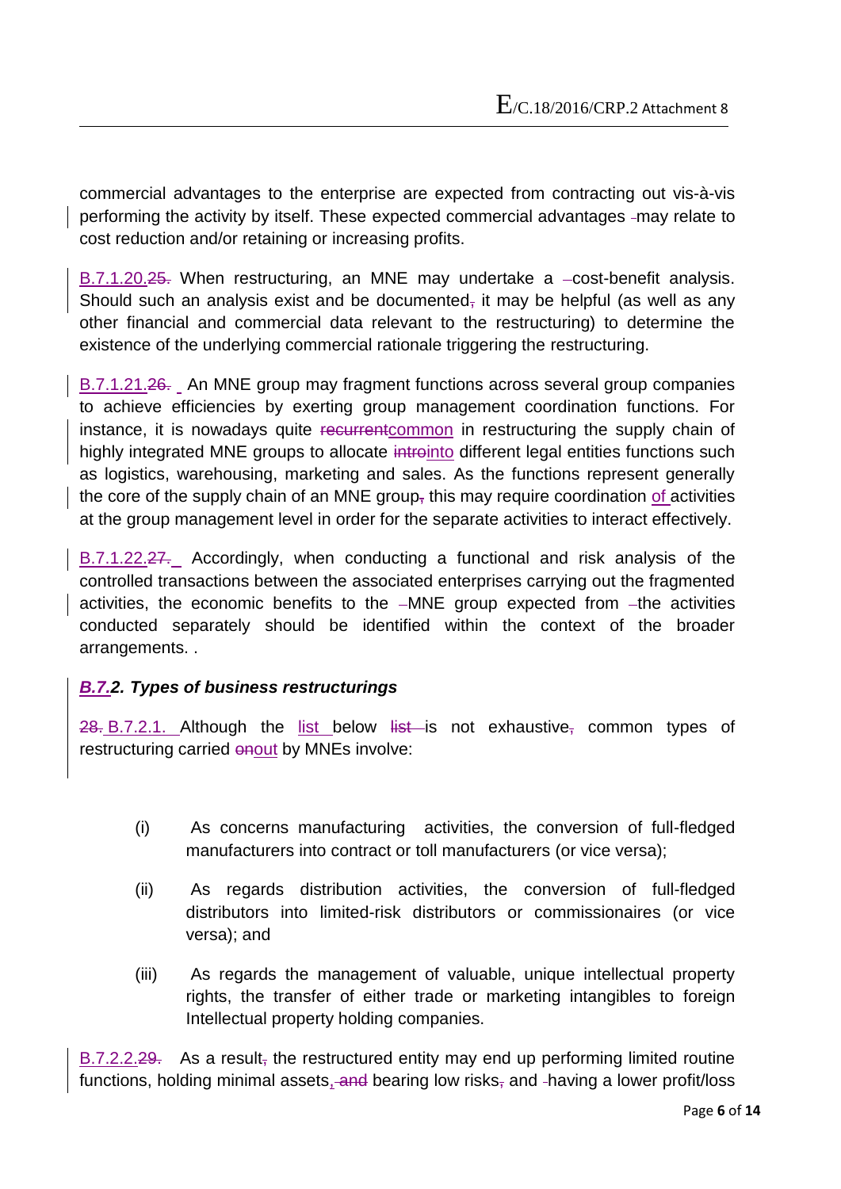commercial advantages to the enterprise are expected from contracting out vis-à-vis performing the activity by itself. These expected commercial advantages may relate to cost reduction and/or retaining or increasing profits.

B.7.1.20. When restructuring, an MNE may undertake a cost-benefit analysis. Should such an analysis exist and be documented it may be helpful (as well as any other financial and commercial data relevant to the restructuring) to determine the existence of the underlying commercial rationale triggering the restructuring.

B.7.1.21. An MNE group may fragment functions across several group companies to achieve efficiencies by exerting group management coordination functions. For instance, it is nowadays quite common in restructuring the supply chain of highly integrated MNE groups to allocate into different legal entities functions such as logistics, warehousing, marketing and sales. As the functions represent generally the core of the supply chain of an MNE group this may require coordination of activities at the group management level in order for the separate activities to interact effectively.

B.7.1.22. Accordingly, when conducting a functional and risk analysis of the controlled transactions between the associated enterprises carrying out the fragmented activities, the economic benefits to the MNE group expected from the activities conducted separately should be identified within the context of the broader arrangements. .

### ***B.7.2. Types of business restructurings***

B.7.2.1. Although the list below is not exhaustive common types of restructuring carried out by MNEs involve:

(i) As concerns manufacturing activities, the conversion of full-fledged manufacturers into contract or toll manufacturers (or vice versa);

(ii) As regards distribution activities, the conversion of full-fledged distributors into limited-risk distributors or commissionaires (or vice versa); and

(iii) As regards the management of valuable, unique intellectual property rights, the transfer of either trade or marketing intangibles to foreign Intellectual property holding companies.

B.7.2.2. As a result the restructured entity may end up performing limited routine functions, holding minimal assets, bearing low risks and having a lower profit/loss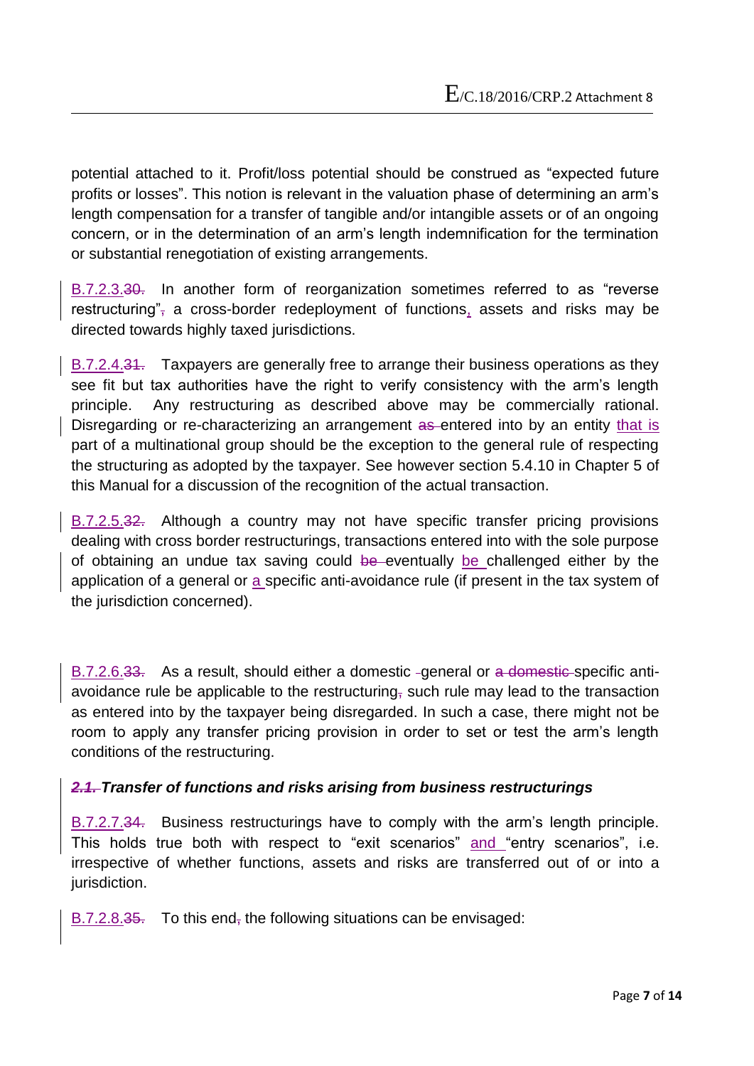potential attached to it. Profit/loss potential should be construed as "expected future profits or losses". This notion is relevant in the valuation phase of determining an arm's length compensation for a transfer of tangible and/or intangible assets or of an ongoing concern, or in the determination of an arm's length indemnification for the termination or substantial renegotiation of existing arrangements.

B.7.2.3.~~30.~~ In another form of reorganization sometimes referred to as "reverse restructuring"~~,~~ a cross-border redeployment of functions, assets and risks may be directed towards highly taxed jurisdictions.

B.7.2.4.~~31.~~ Taxpayers are generally free to arrange their business operations as they see fit but tax authorities have the right to verify consistency with the arm's length principle. Any restructuring as described above may be commercially rational. Disregarding or re-characterizing an arrangement ~~as~~ entered into by an entity that is part of a multinational group should be the exception to the general rule of respecting the structuring as adopted by the taxpayer. See however section 5.4.10 in Chapter 5 of this Manual for a discussion of the recognition of the actual transaction.

B.7.2.5.~~32.~~ Although a country may not have specific transfer pricing provisions dealing with cross border restructurings, transactions entered into with the sole purpose of obtaining an undue tax saving could ~~be~~ eventually be challenged either by the application of a general or a specific anti-avoidance rule (if present in the tax system of the jurisdiction concerned).

B.7.2.6.~~33.~~ As a result, should either a domestic general or ~~a domestic~~ specific anti-avoidance rule be applicable to the restructuring~~,~~ such rule may lead to the transaction as entered into by the taxpayer being disregarded. In such a case, there might not be room to apply any transfer pricing provision in order to set or test the arm's length conditions of the restructuring.

***~~2.1.~~ Transfer of functions and risks arising from business restructurings***

B.7.2.7.~~34.~~ Business restructurings have to comply with the arm's length principle. This holds true both with respect to "exit scenarios" and "entry scenarios", i.e. irrespective of whether functions, assets and risks are transferred out of or into a jurisdiction.

B.7.2.8.~~35.~~ To this end~~,~~ the following situations can be envisaged: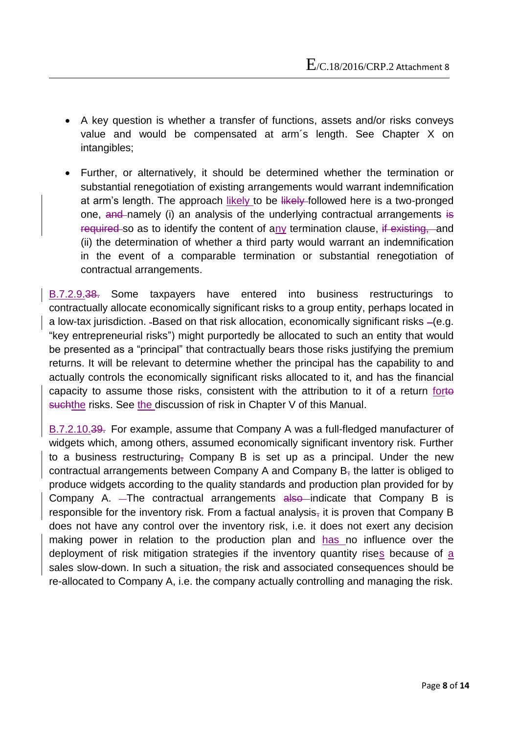- A key question is whether a transfer of functions, assets and/or risks conveys value and would be compensated at arm´s length. See Chapter X on intangibles;

- Further, or alternatively, it should be determined whether the termination or substantial renegotiation of existing arrangements would warrant indemnification at arm's length. The approach likely to be ~~likely~~ followed here is a two-pronged one, ~~and~~ namely (i) an analysis of the underlying contractual arrangements ~~is required~~ so as to identify the content of any termination clause, ~~if existing,~~ and (ii) the determination of whether a third party would warrant an indemnification in the event of a comparable termination or substantial renegotiation of contractual arrangements.

B.7.2.9.~~38.~~ Some taxpayers have entered into business restructurings to contractually allocate economically significant risks to a group entity, perhaps located in a low-tax jurisdiction. Based on that risk allocation, economically significant risks (e.g. "key entrepreneurial risks") might purportedly be allocated to such an entity that would be presented as a "principal" that contractually bears those risks justifying the premium returns. It will be relevant to determine whether the principal has the capability to and actually controls the economically significant risks allocated to it, and has the financial capacity to assume those risks, consistent with the attribution to it of a return for~~to~~ ~~such~~the risks. See the discussion of risk in Chapter V of this Manual.

B.7.2.10.~~39.~~ For example, assume that Company A was a full-fledged manufacturer of widgets which, among others, assumed economically significant inventory risk. Further to a business restructuring~~,~~ Company B is set up as a principal. Under the new contractual arrangements between Company A and Company B~~,~~ the latter is obliged to produce widgets according to the quality standards and production plan provided for by Company A. The contractual arrangements ~~also~~ indicate that Company B is responsible for the inventory risk. From a factual analysis~~,~~ it is proven that Company B does not have any control over the inventory risk, i.e. it does not exert any decision making power in relation to the production plan and has no influence over the deployment of risk mitigation strategies if the inventory quantity rises because of a sales slow-down. In such a situation~~,~~ the risk and associated consequences should be re-allocated to Company A, i.e. the company actually controlling and managing the risk.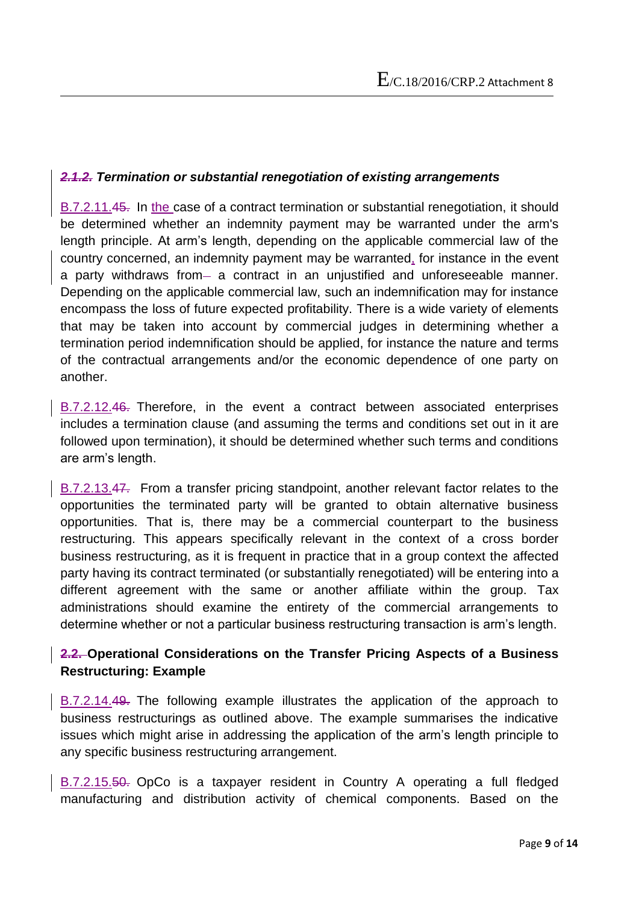### *2.1.2. Termination or substantial renegotiation of existing arrangements*

B.7.2.11.45. In the case of a contract termination or substantial renegotiation, it should be determined whether an indemnity payment may be warranted under the arm's length principle. At arm's length, depending on the applicable commercial law of the country concerned, an indemnity payment may be warranted, for instance in the event a party withdraws from – a contract in an unjustified and unforeseeable manner. Depending on the applicable commercial law, such an indemnification may for instance encompass the loss of future expected profitability. There is a wide variety of elements that may be taken into account by commercial judges in determining whether a termination period indemnification should be applied, for instance the nature and terms of the contractual arrangements and/or the economic dependence of one party on another.

B.7.2.12.46. Therefore, in the event a contract between associated enterprises includes a termination clause (and assuming the terms and conditions set out in it are followed upon termination), it should be determined whether such terms and conditions are arm's length.

B.7.2.13.47. From a transfer pricing standpoint, another relevant factor relates to the opportunities the terminated party will be granted to obtain alternative business opportunities. That is, there may be a commercial counterpart to the business restructuring. This appears specifically relevant in the context of a cross border business restructuring, as it is frequent in practice that in a group context the affected party having its contract terminated (or substantially renegotiated) will be entering into a different agreement with the same or another affiliate within the group. Tax administrations should examine the entirety of the commercial arrangements to determine whether or not a particular business restructuring transaction is arm's length.

### 2.2. Operational Considerations on the Transfer Pricing Aspects of a Business Restructuring: Example

B.7.2.14.49. The following example illustrates the application of the approach to business restructurings as outlined above. The example summarises the indicative issues which might arise in addressing the application of the arm's length principle to any specific business restructuring arrangement.

B.7.2.15.50. OpCo is a taxpayer resident in Country A operating a full fledged manufacturing and distribution activity of chemical components. Based on the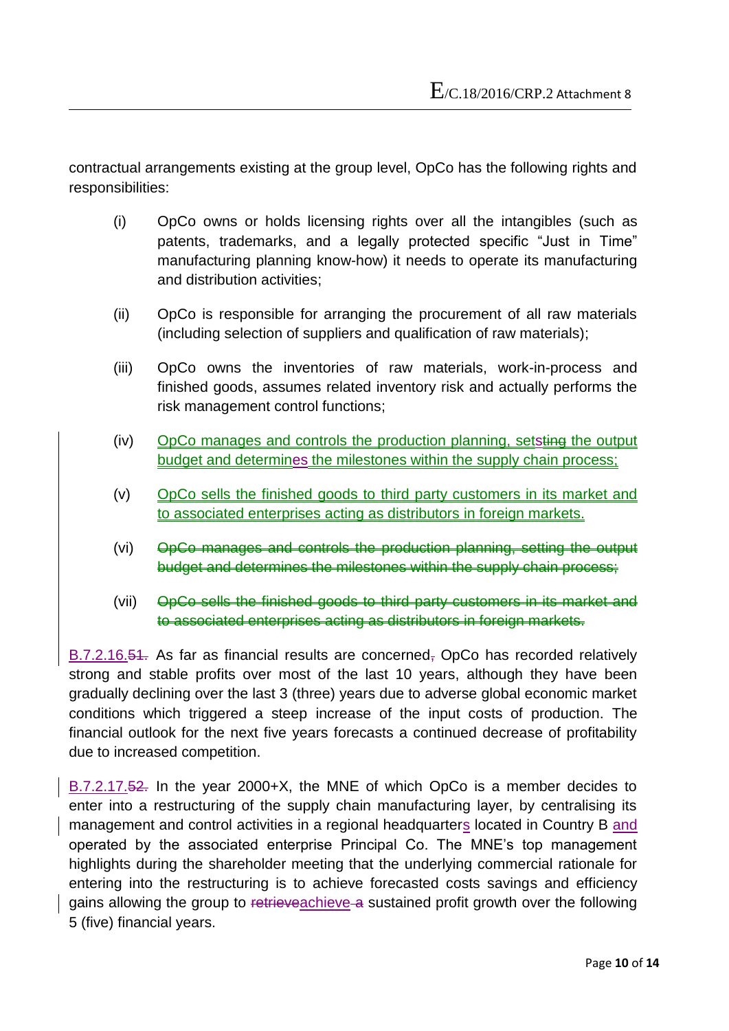contractual arrangements existing at the group level, OpCo has the following rights and responsibilities:

(i) OpCo owns or holds licensing rights over all the intangibles (such as patents, trademarks, and a legally protected specific "Just in Time" manufacturing planning know-how) it needs to operate its manufacturing and distribution activities;

(ii) OpCo is responsible for arranging the procurement of all raw materials (including selection of suppliers and qualification of raw materials);

(iii) OpCo owns the inventories of raw materials, work-in-process and finished goods, assumes related inventory risk and actually performs the risk management control functions;

(iv) OpCo manages and controls the production planning, setsting the output budget and determines the milestones within the supply chain process;

(v) OpCo sells the finished goods to third party customers in its market and to associated enterprises acting as distributors in foreign markets.

(vi) ~~OpCo manages and controls the production planning, setting the output budget and determines the milestones within the supply chain process;~~

(vii) ~~OpCo sells the finished goods to third party customers in its market and to associated enterprises acting as distributors in foreign markets.~~

B.7.2.16.~~51.~~ As far as financial results are concerned~~,~~ OpCo has recorded relatively strong and stable profits over most of the last 10 years, although they have been gradually declining over the last 3 (three) years due to adverse global economic market conditions which triggered a steep increase of the input costs of production. The financial outlook for the next five years forecasts a continued decrease of profitability due to increased competition.

B.7.2.17.~~52.~~ In the year 2000+X, the MNE of which OpCo is a member decides to enter into a restructuring of the supply chain manufacturing layer, by centralising its management and control activities in a regional headquarters located in Country B and operated by the associated enterprise Principal Co. The MNE's top management highlights during the shareholder meeting that the underlying commercial rationale for entering into the restructuring is to achieve forecasted costs savings and efficiency gains allowing the group to ~~retrieve~~achieve ~~a~~ sustained profit growth over the following 5 (five) financial years.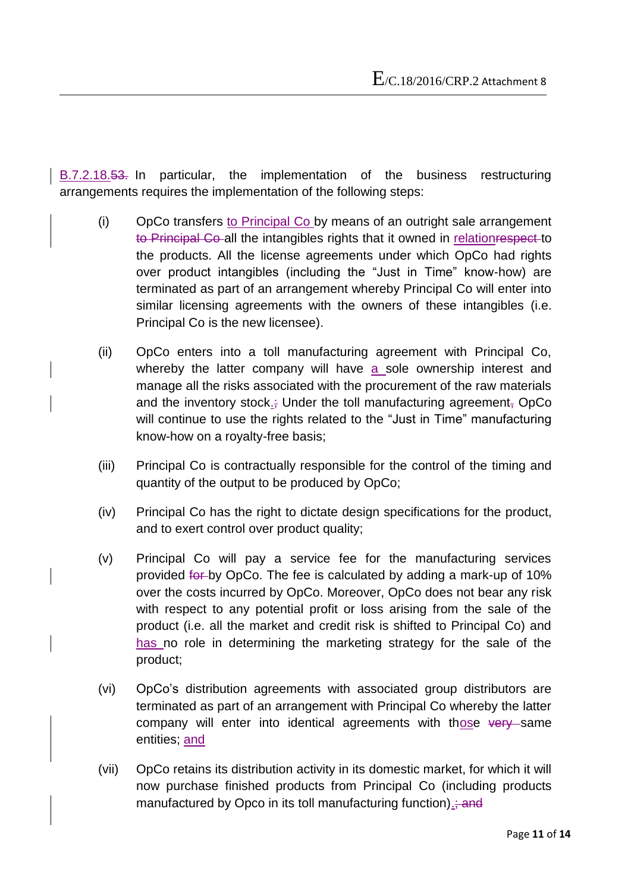B.7.2.18.~~53.~~ In particular, the implementation of the business restructuring arrangements requires the implementation of the following steps:

(i) OpCo transfers to Principal Co by means of an outright sale arrangement ~~to Principal Co~~ all the intangibles rights that it owned in relation~~respect~~ to the products. All the license agreements under which OpCo had rights over product intangibles (including the "Just in Time" know-how) are terminated as part of an arrangement whereby Principal Co will enter into similar licensing agreements with the owners of these intangibles (i.e. Principal Co is the new licensee).

(ii) OpCo enters into a toll manufacturing agreement with Principal Co, whereby the latter company will have a sole ownership interest and manage all the risks associated with the procurement of the raw materials and the inventory stock.~~;~~ Under the toll manufacturing agreement~~,~~ OpCo will continue to use the rights related to the "Just in Time" manufacturing know-how on a royalty-free basis;

(iii) Principal Co is contractually responsible for the control of the timing and quantity of the output to be produced by OpCo;

(iv) Principal Co has the right to dictate design specifications for the product, and to exert control over product quality;

(v) Principal Co will pay a service fee for the manufacturing services provided ~~for~~ by OpCo. The fee is calculated by adding a mark-up of 10% over the costs incurred by OpCo. Moreover, OpCo does not bear any risk with respect to any potential profit or loss arising from the sale of the product (i.e. all the market and credit risk is shifted to Principal Co) and has no role in determining the marketing strategy for the sale of the product;

(vi) OpCo's distribution agreements with associated group distributors are terminated as part of an arrangement with Principal Co whereby the latter company will enter into identical agreements with those ~~very~~ same entities; and

(vii) OpCo retains its distribution activity in its domestic market, for which it will now purchase finished products from Principal Co (including products manufactured by Opco in its toll manufacturing function).~~; and~~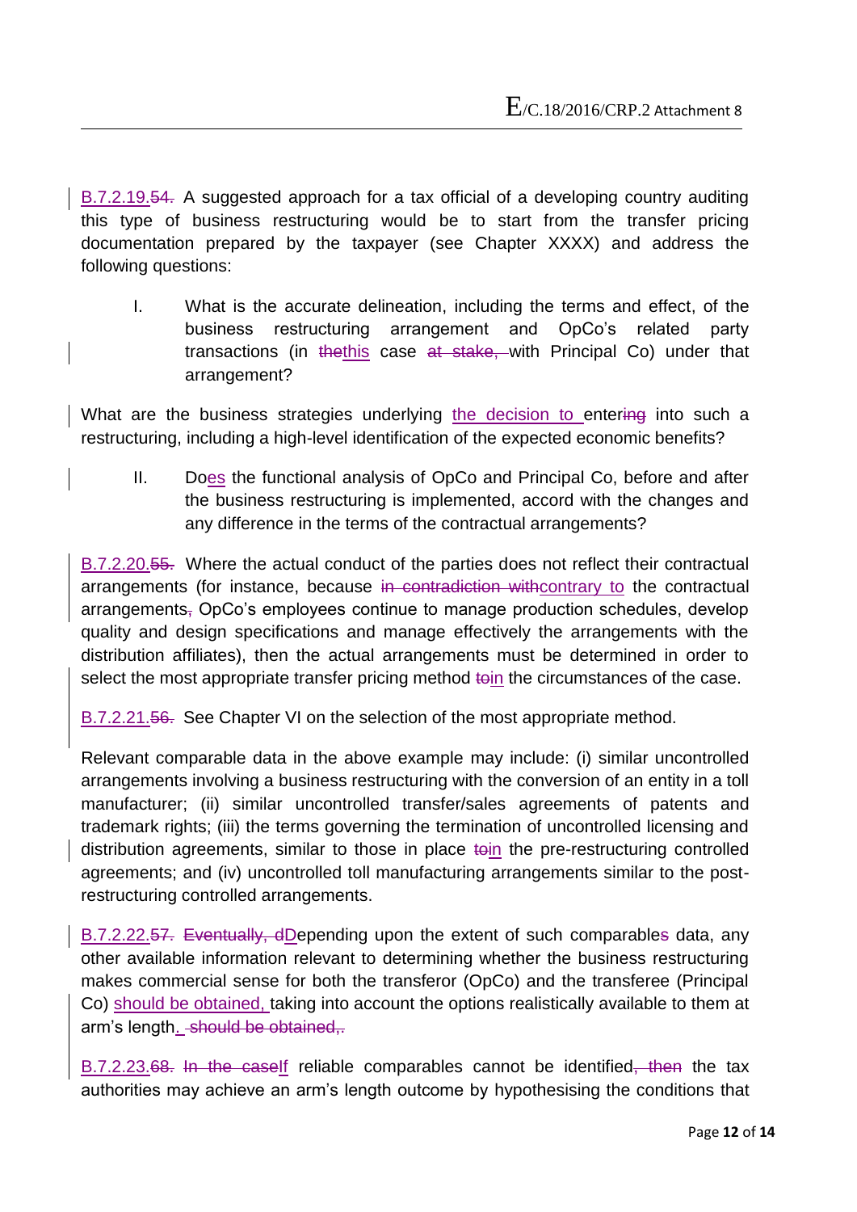B.7.2.19.~~54.~~ A suggested approach for a tax official of a developing country auditing this type of business restructuring would be to start from the transfer pricing documentation prepared by the taxpayer (see Chapter XXXX) and address the following questions:

I. What is the accurate delineation, including the terms and effect, of the business restructuring arrangement and OpCo's related party transactions (in ~~the~~this case ~~at stake,~~ with Principal Co) under that arrangement?

What are the business strategies underlying the decision to enter~~ing~~ into such a restructuring, including a high-level identification of the expected economic benefits?

II. Do~~es~~ the functional analysis of OpCo and Principal Co, before and after the business restructuring is implemented, accord with the changes and any difference in the terms of the contractual arrangements?

B.7.2.20.~~55.~~ Where the actual conduct of the parties does not reflect their contractual arrangements (for instance, because ~~in contradiction with~~contrary to the contractual arrangements~~,~~ OpCo's employees continue to manage production schedules, develop quality and design specifications and manage effectively the arrangements with the distribution affiliates), then the actual arrangements must be determined in order to select the most appropriate transfer pricing method ~~to~~in the circumstances of the case.

B.7.2.21.~~56.~~ See Chapter VI on the selection of the most appropriate method.

Relevant comparable data in the above example may include: (i) similar uncontrolled arrangements involving a business restructuring with the conversion of an entity in a toll manufacturer; (ii) similar uncontrolled transfer/sales agreements of patents and trademark rights; (iii) the terms governing the termination of uncontrolled licensing and distribution agreements, similar to those in place ~~to~~in the pre-restructuring controlled agreements; and (iv) uncontrolled toll manufacturing arrangements similar to the post-restructuring controlled arrangements.

B.7.2.22.~~57.~~ ~~Eventually, d~~Depending upon the extent of such comparable~~s~~ data, any other available information relevant to determining whether the business restructuring makes commercial sense for both the transferor (OpCo) and the transferee (Principal Co) should be obtained, taking into account the options realistically available to them at arm's length. ~~should be obtained,.~~

B.7.2.23.~~68.~~ ~~In the case~~If reliable comparables cannot be identified~~, then~~ the tax authorities may achieve an arm's length outcome by hypothesising the conditions that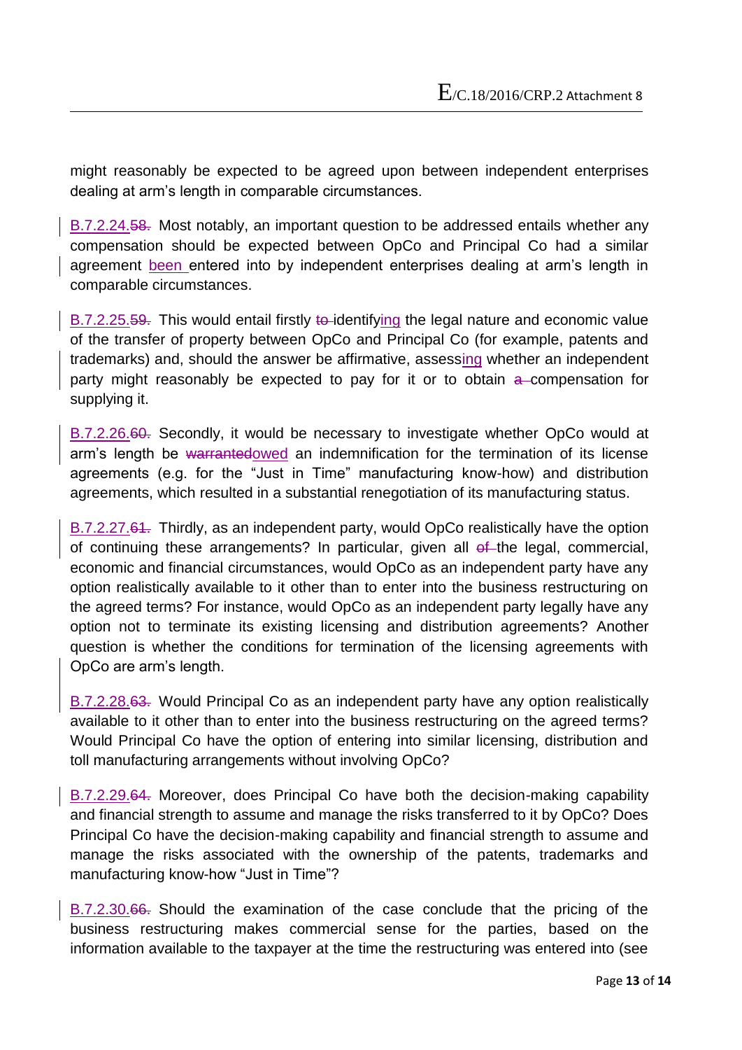might reasonably be expected to be agreed upon between independent enterprises dealing at arm's length in comparable circumstances.

B.7.2.24.~~58.~~ Most notably, an important question to be addressed entails whether any compensation should be expected between OpCo and Principal Co had a similar agreement been entered into by independent enterprises dealing at arm's length in comparable circumstances.

B.7.2.25.~~59.~~ This would entail firstly ~~to~~ identifying the legal nature and economic value of the transfer of property between OpCo and Principal Co (for example, patents and trademarks) and, should the answer be affirmative, assessing whether an independent party might reasonably be expected to pay for it or to obtain ~~a~~ compensation for supplying it.

B.7.2.26.~~60.~~ Secondly, it would be necessary to investigate whether OpCo would at arm's length be ~~warranted~~owed an indemnification for the termination of its license agreements (e.g. for the "Just in Time" manufacturing know-how) and distribution agreements, which resulted in a substantial renegotiation of its manufacturing status.

B.7.2.27.~~61.~~ Thirdly, as an independent party, would OpCo realistically have the option of continuing these arrangements? In particular, given all ~~of~~ the legal, commercial, economic and financial circumstances, would OpCo as an independent party have any option realistically available to it other than to enter into the business restructuring on the agreed terms? For instance, would OpCo as an independent party legally have any option not to terminate its existing licensing and distribution agreements? Another question is whether the conditions for termination of the licensing agreements with OpCo are arm's length.

B.7.2.28.~~63.~~ Would Principal Co as an independent party have any option realistically available to it other than to enter into the business restructuring on the agreed terms? Would Principal Co have the option of entering into similar licensing, distribution and toll manufacturing arrangements without involving OpCo?

B.7.2.29.~~64.~~ Moreover, does Principal Co have both the decision-making capability and financial strength to assume and manage the risks transferred to it by OpCo? Does Principal Co have the decision-making capability and financial strength to assume and manage the risks associated with the ownership of the patents, trademarks and manufacturing know-how "Just in Time"?

B.7.2.30.~~66.~~ Should the examination of the case conclude that the pricing of the business restructuring makes commercial sense for the parties, based on the information available to the taxpayer at the time the restructuring was entered into (see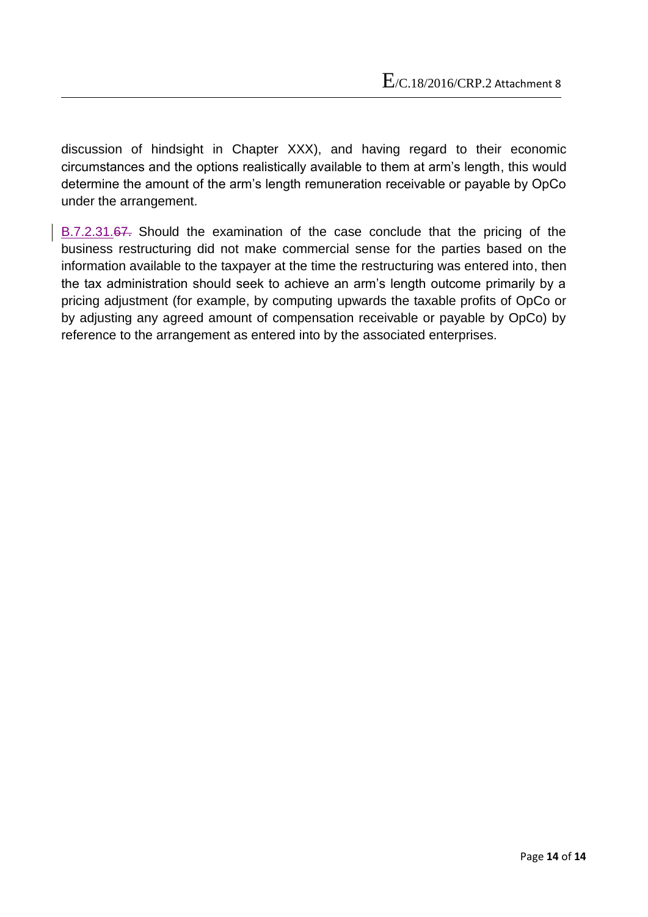discussion of hindsight in Chapter XXX), and having regard to their economic circumstances and the options realistically available to them at arm's length, this would determine the amount of the arm's length remuneration receivable or payable by OpCo under the arrangement.

B.7.2.31.~~67.~~ Should the examination of the case conclude that the pricing of the business restructuring did not make commercial sense for the parties based on the information available to the taxpayer at the time the restructuring was entered into, then the tax administration should seek to achieve an arm's length outcome primarily by a pricing adjustment (for example, by computing upwards the taxable profits of OpCo or by adjusting any agreed amount of compensation receivable or payable by OpCo) by reference to the arrangement as entered into by the associated enterprises.